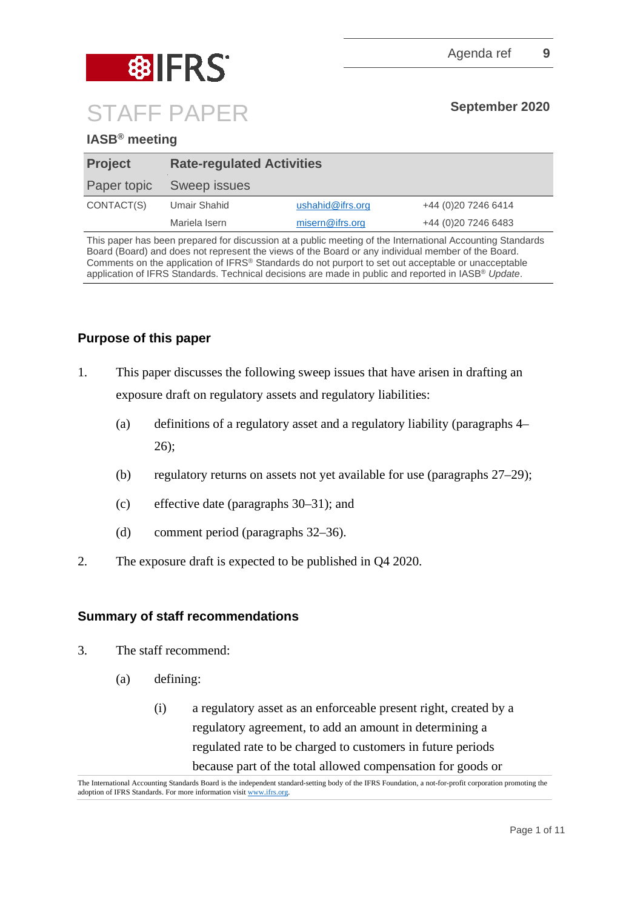IFRS

Agenda ref 9

# STAFF PAPER

September 2020

**IASB® meeting**

| **Project** | **Rate-regulated Activities** | | |
|---|---|---|---|
| Paper topic | Sweep issues | | |
| CONTACT(S) | Umair Shahid | ushahid@ifrs.org | +44 (0)20 7246 6414 |
| | Mariela Isern | misern@ifrs.org | +44 (0)20 7246 6483 |

This paper has been prepared for discussion at a public meeting of the International Accounting Standards Board (Board) and does not represent the views of the Board or any individual member of the Board. Comments on the application of IFRS® Standards do not purport to set out acceptable or unacceptable application of IFRS Standards. Technical decisions are made in public and reported in IASB® *Update*.

## Purpose of this paper

1. This paper discusses the following sweep issues that have arisen in drafting an exposure draft on regulatory assets and regulatory liabilities:
   (a) definitions of a regulatory asset and a regulatory liability (paragraphs 4–26);
   (b) regulatory returns on assets not yet available for use (paragraphs 27–29);
   (c) effective date (paragraphs 30–31); and
   (d) comment period (paragraphs 32–36).
2. The exposure draft is expected to be published in Q4 2020.

## Summary of staff recommendations

3. The staff recommend:
   (a) defining:
      (i) a regulatory asset as an enforceable present right, created by a regulatory agreement, to add an amount in determining a regulated rate to be charged to customers in future periods because part of the total allowed compensation for goods or

The International Accounting Standards Board is the independent standard-setting body of the IFRS Foundation, a not-for-profit corporation promoting the adoption of IFRS Standards. For more information visit www.ifrs.org.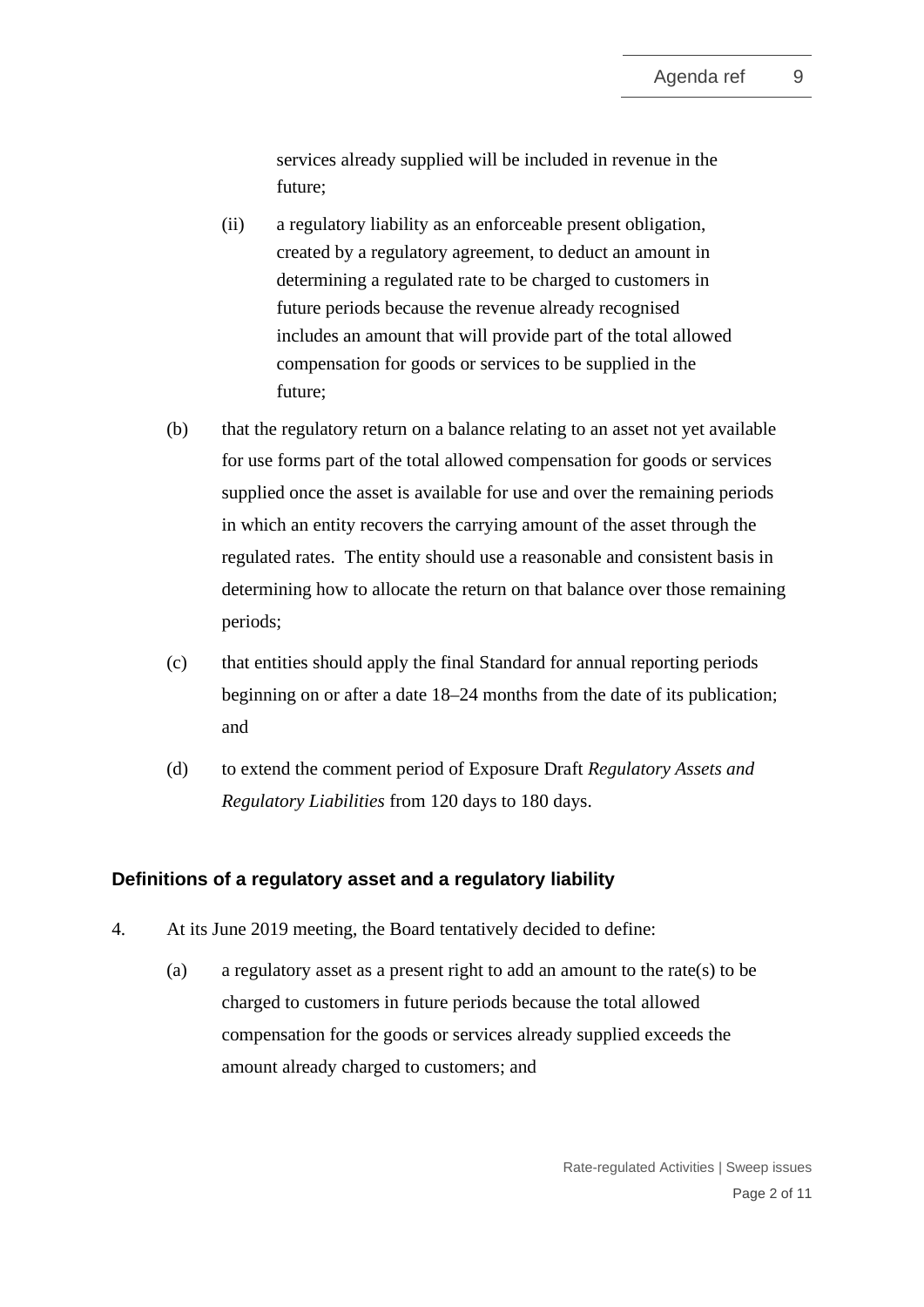services already supplied will be included in revenue in the future;

(ii) a regulatory liability as an enforceable present obligation, created by a regulatory agreement, to deduct an amount in determining a regulated rate to be charged to customers in future periods because the revenue already recognised includes an amount that will provide part of the total allowed compensation for goods or services to be supplied in the future;

(b) that the regulatory return on a balance relating to an asset not yet available for use forms part of the total allowed compensation for goods or services supplied once the asset is available for use and over the remaining periods in which an entity recovers the carrying amount of the asset through the regulated rates. The entity should use a reasonable and consistent basis in determining how to allocate the return on that balance over those remaining periods;

(c) that entities should apply the final Standard for annual reporting periods beginning on or after a date 18–24 months from the date of its publication; and

(d) to extend the comment period of Exposure Draft *Regulatory Assets and Regulatory Liabilities* from 120 days to 180 days.

## Definitions of a regulatory asset and a regulatory liability

4. At its June 2019 meeting, the Board tentatively decided to define:

(a) a regulatory asset as a present right to add an amount to the rate(s) to be charged to customers in future periods because the total allowed compensation for the goods or services already supplied exceeds the amount already charged to customers; and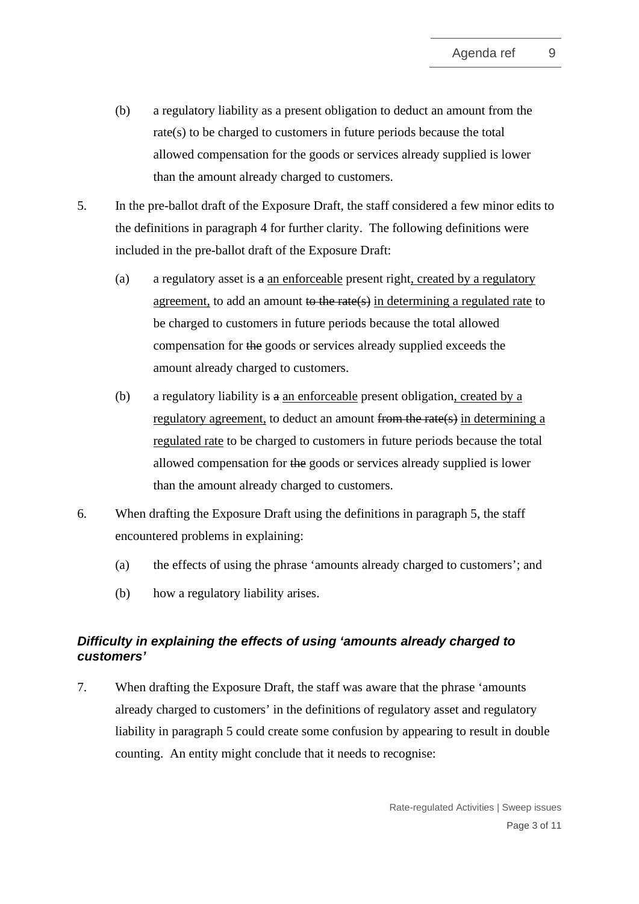(b) a regulatory liability as a present obligation to deduct an amount from the rate(s) to be charged to customers in future periods because the total allowed compensation for the goods or services already supplied is lower than the amount already charged to customers.

5. In the pre-ballot draft of the Exposure Draft, the staff considered a few minor edits to the definitions in paragraph 4 for further clarity. The following definitions were included in the pre-ballot draft of the Exposure Draft:

   (a) a regulatory asset is ~~a~~ <u>an enforceable</u> present right<u>, created by a regulatory agreement,</u> to add an amount ~~to the rate(s)~~ <u>in determining a regulated rate</u> to be charged to customers in future periods because the total allowed compensation for ~~the~~ goods or services already supplied exceeds the amount already charged to customers.

   (b) a regulatory liability is ~~a~~ <u>an enforceable</u> present obligation<u>, created by a regulatory agreement,</u> to deduct an amount ~~from the rate(s)~~ <u>in determining a regulated rate</u> to be charged to customers in future periods because the total allowed compensation for ~~the~~ goods or services already supplied is lower than the amount already charged to customers.

6. When drafting the Exposure Draft using the definitions in paragraph 5, the staff encountered problems in explaining:

   (a) the effects of using the phrase 'amounts already charged to customers'; and

   (b) how a regulatory liability arises.

### *Difficulty in explaining the effects of using 'amounts already charged to customers'*

7. When drafting the Exposure Draft, the staff was aware that the phrase 'amounts already charged to customers' in the definitions of regulatory asset and regulatory liability in paragraph 5 could create some confusion by appearing to result in double counting. An entity might conclude that it needs to recognise: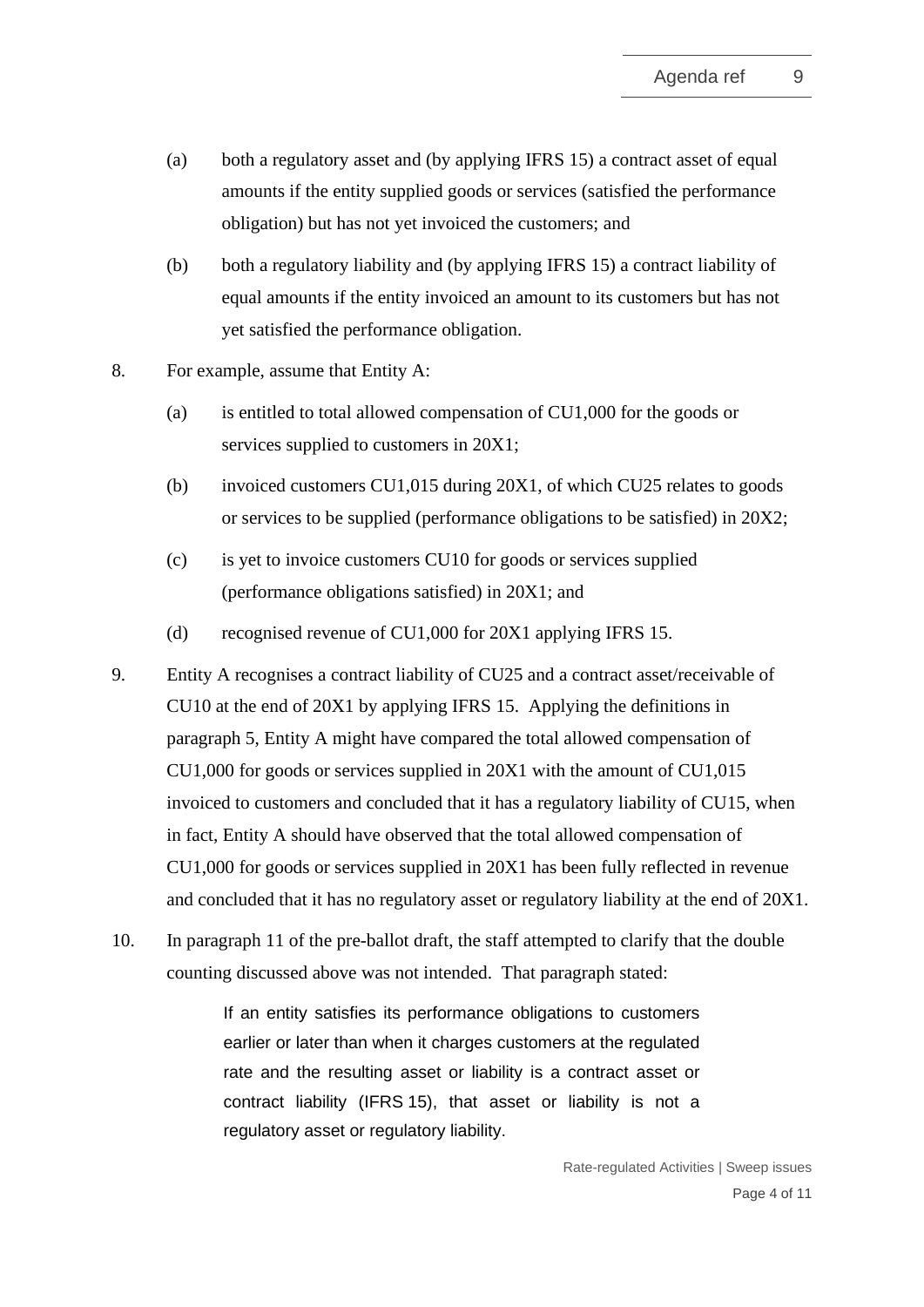(a) both a regulatory asset and (by applying IFRS 15) a contract asset of equal amounts if the entity supplied goods or services (satisfied the performance obligation) but has not yet invoiced the customers; and

(b) both a regulatory liability and (by applying IFRS 15) a contract liability of equal amounts if the entity invoiced an amount to its customers but has not yet satisfied the performance obligation.

8. For example, assume that Entity A:

   (a) is entitled to total allowed compensation of CU1,000 for the goods or services supplied to customers in 20X1;

   (b) invoiced customers CU1,015 during 20X1, of which CU25 relates to goods or services to be supplied (performance obligations to be satisfied) in 20X2;

   (c) is yet to invoice customers CU10 for goods or services supplied (performance obligations satisfied) in 20X1; and

   (d) recognised revenue of CU1,000 for 20X1 applying IFRS 15.

9. Entity A recognises a contract liability of CU25 and a contract asset/receivable of CU10 at the end of 20X1 by applying IFRS 15. Applying the definitions in paragraph 5, Entity A might have compared the total allowed compensation of CU1,000 for goods or services supplied in 20X1 with the amount of CU1,015 invoiced to customers and concluded that it has a regulatory liability of CU15, when in fact, Entity A should have observed that the total allowed compensation of CU1,000 for goods or services supplied in 20X1 has been fully reflected in revenue and concluded that it has no regulatory asset or regulatory liability at the end of 20X1.

10. In paragraph 11 of the pre-ballot draft, the staff attempted to clarify that the double counting discussed above was not intended. That paragraph stated:

> If an entity satisfies its performance obligations to customers earlier or later than when it charges customers at the regulated rate and the resulting asset or liability is a contract asset or contract liability (IFRS 15), that asset or liability is not a regulatory asset or regulatory liability.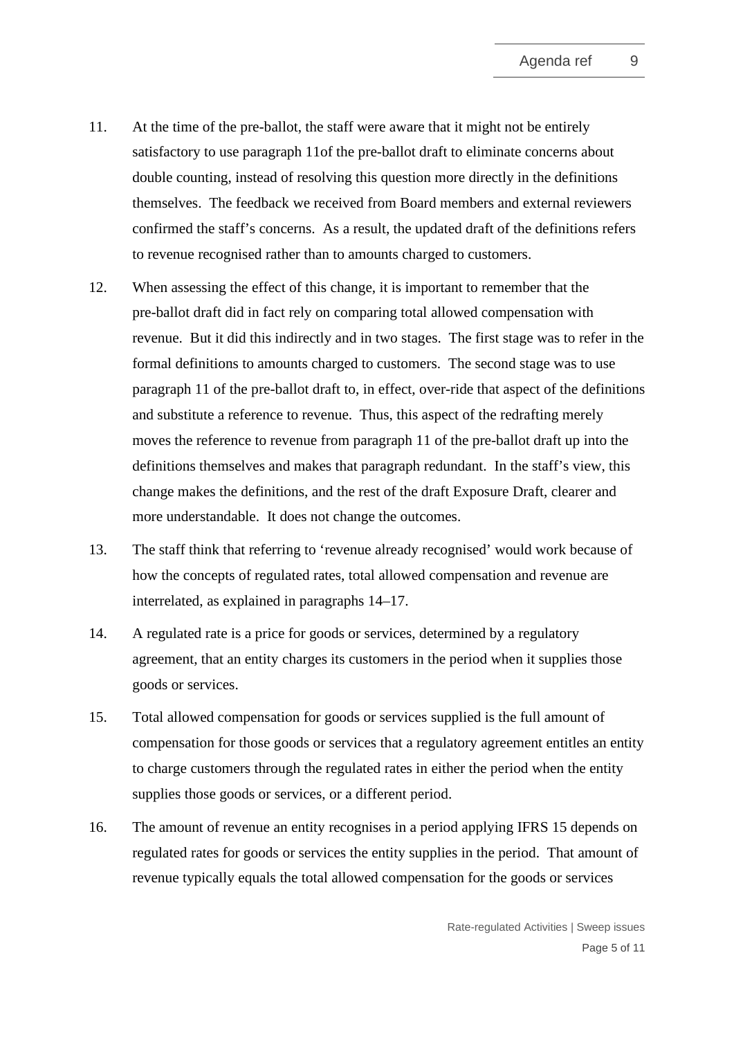11. At the time of the pre-ballot, the staff were aware that it might not be entirely satisfactory to use paragraph 11of the pre-ballot draft to eliminate concerns about double counting, instead of resolving this question more directly in the definitions themselves. The feedback we received from Board members and external reviewers confirmed the staff's concerns. As a result, the updated draft of the definitions refers to revenue recognised rather than to amounts charged to customers.

12. When assessing the effect of this change, it is important to remember that the pre-ballot draft did in fact rely on comparing total allowed compensation with revenue. But it did this indirectly and in two stages. The first stage was to refer in the formal definitions to amounts charged to customers. The second stage was to use paragraph 11 of the pre-ballot draft to, in effect, over-ride that aspect of the definitions and substitute a reference to revenue. Thus, this aspect of the redrafting merely moves the reference to revenue from paragraph 11 of the pre-ballot draft up into the definitions themselves and makes that paragraph redundant. In the staff's view, this change makes the definitions, and the rest of the draft Exposure Draft, clearer and more understandable. It does not change the outcomes.

13. The staff think that referring to 'revenue already recognised' would work because of how the concepts of regulated rates, total allowed compensation and revenue are interrelated, as explained in paragraphs 14–17.

14. A regulated rate is a price for goods or services, determined by a regulatory agreement, that an entity charges its customers in the period when it supplies those goods or services.

15. Total allowed compensation for goods or services supplied is the full amount of compensation for those goods or services that a regulatory agreement entitles an entity to charge customers through the regulated rates in either the period when the entity supplies those goods or services, or a different period.

16. The amount of revenue an entity recognises in a period applying IFRS 15 depends on regulated rates for goods or services the entity supplies in the period. That amount of revenue typically equals the total allowed compensation for the goods or services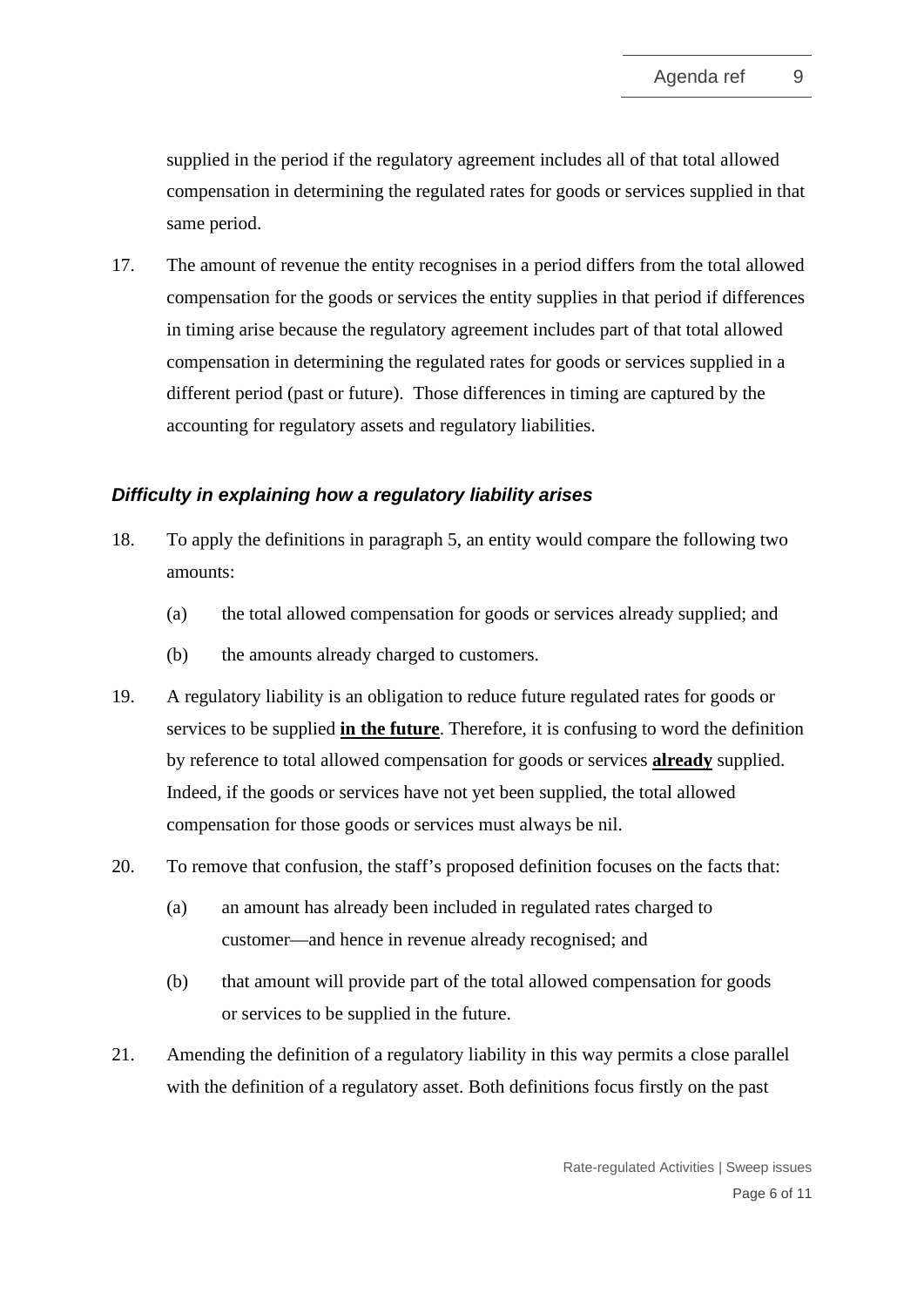supplied in the period if the regulatory agreement includes all of that total allowed compensation in determining the regulated rates for goods or services supplied in that same period.

17. The amount of revenue the entity recognises in a period differs from the total allowed compensation for the goods or services the entity supplies in that period if differences in timing arise because the regulatory agreement includes part of that total allowed compensation in determining the regulated rates for goods or services supplied in a different period (past or future). Those differences in timing are captured by the accounting for regulatory assets and regulatory liabilities.

### *Difficulty in explaining how a regulatory liability arises*

18. To apply the definitions in paragraph 5, an entity would compare the following two amounts:

    (a) the total allowed compensation for goods or services already supplied; and

    (b) the amounts already charged to customers.

19. A regulatory liability is an obligation to reduce future regulated rates for goods or services to be supplied **in the future**. Therefore, it is confusing to word the definition by reference to total allowed compensation for goods or services **already** supplied. Indeed, if the goods or services have not yet been supplied, the total allowed compensation for those goods or services must always be nil.

20. To remove that confusion, the staff's proposed definition focuses on the facts that:

    (a) an amount has already been included in regulated rates charged to customer—and hence in revenue already recognised; and

    (b) that amount will provide part of the total allowed compensation for goods or services to be supplied in the future.

21. Amending the definition of a regulatory liability in this way permits a close parallel with the definition of a regulatory asset. Both definitions focus firstly on the past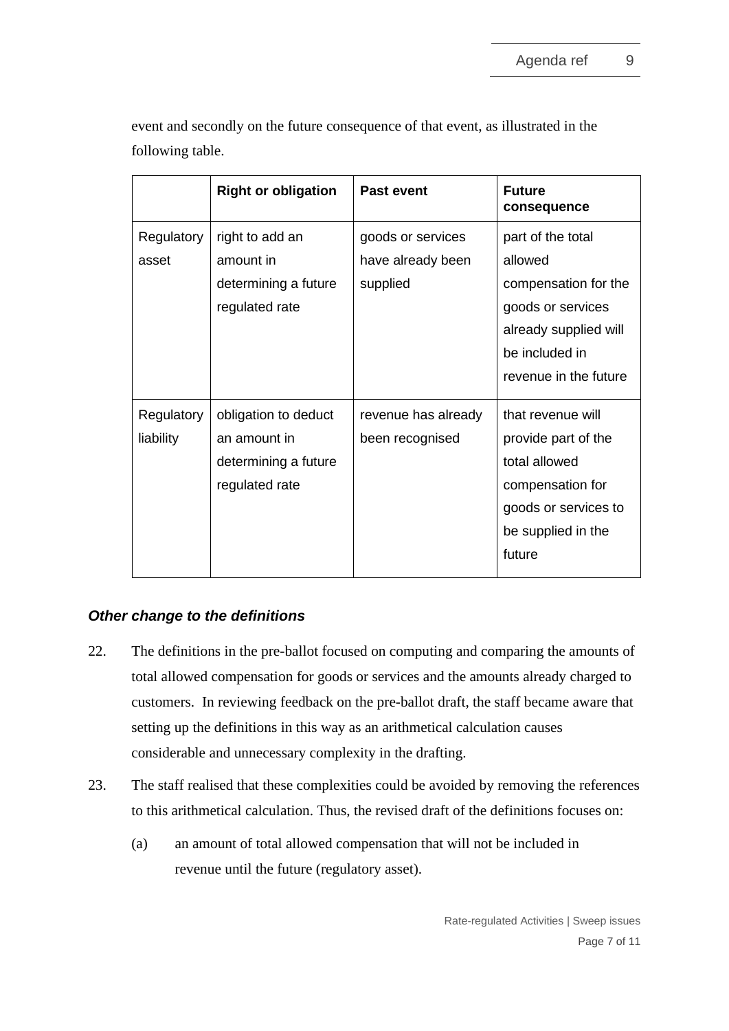event and secondly on the future consequence of that event, as illustrated in the following table.

| | **Right or obligation** | **Past event** | **Future consequence** |
|---|---|---|---|
| Regulatory asset | right to add an amount in determining a future regulated rate | goods or services have already been supplied | part of the total allowed compensation for the goods or services already supplied will be included in revenue in the future |
| Regulatory liability | obligation to deduct an amount in determining a future regulated rate | revenue has already been recognised | that revenue will provide part of the total allowed compensation for goods or services to be supplied in the future |

### *Other change to the definitions*

22. The definitions in the pre-ballot focused on computing and comparing the amounts of total allowed compensation for goods or services and the amounts already charged to customers. In reviewing feedback on the pre-ballot draft, the staff became aware that setting up the definitions in this way as an arithmetical calculation causes considerable and unnecessary complexity in the drafting.

23. The staff realised that these complexities could be avoided by removing the references to this arithmetical calculation. Thus, the revised draft of the definitions focuses on:

    (a) an amount of total allowed compensation that will not be included in revenue until the future (regulatory asset).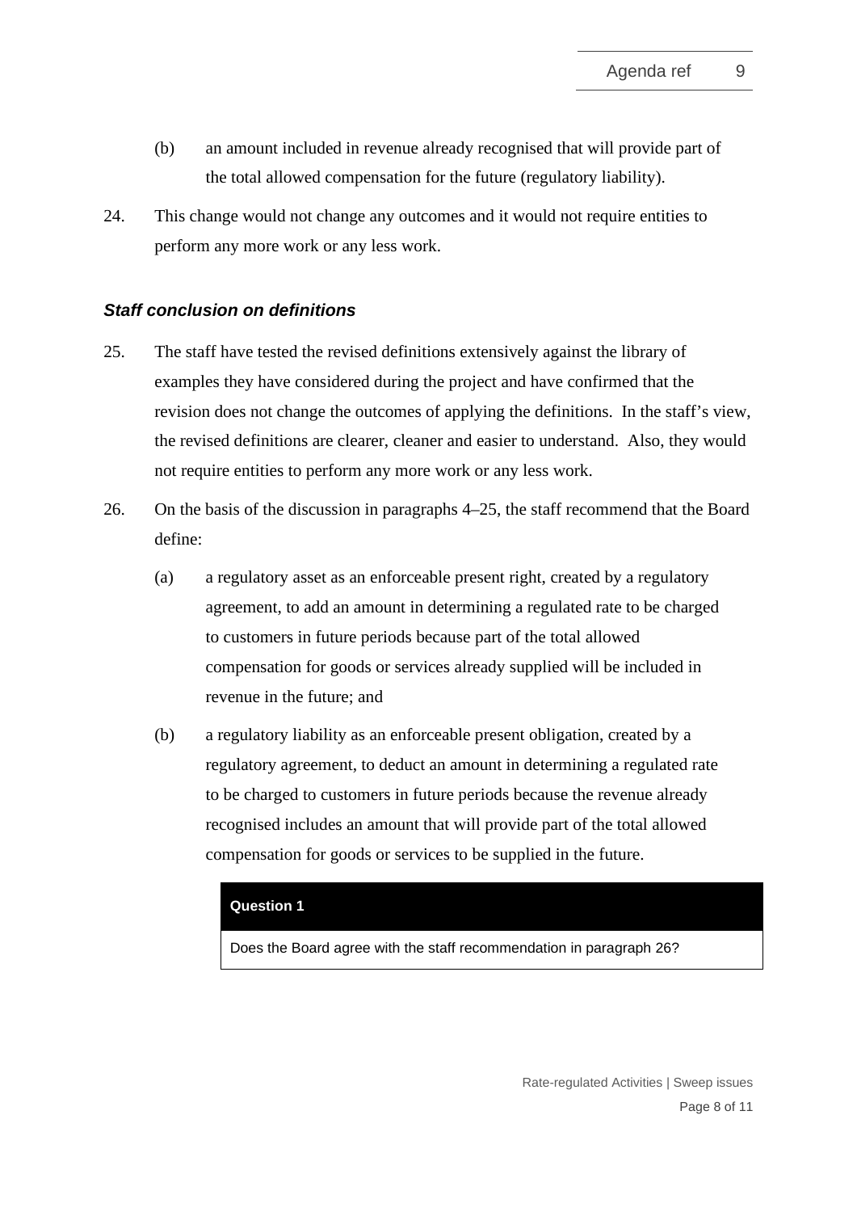(b) an amount included in revenue already recognised that will provide part of the total allowed compensation for the future (regulatory liability).

24. This change would not change any outcomes and it would not require entities to perform any more work or any less work.

### ***Staff conclusion on definitions***

25. The staff have tested the revised definitions extensively against the library of examples they have considered during the project and have confirmed that the revision does not change the outcomes of applying the definitions. In the staff's view, the revised definitions are clearer, cleaner and easier to understand. Also, they would not require entities to perform any more work or any less work.

26. On the basis of the discussion in paragraphs 4–25, the staff recommend that the Board define:

    (a) a regulatory asset as an enforceable present right, created by a regulatory agreement, to add an amount in determining a regulated rate to be charged to customers in future periods because part of the total allowed compensation for goods or services already supplied will be included in revenue in the future; and

    (b) a regulatory liability as an enforceable present obligation, created by a regulatory agreement, to deduct an amount in determining a regulated rate to be charged to customers in future periods because the revenue already recognised includes an amount that will provide part of the total allowed compensation for goods or services to be supplied in the future.

| **Question 1** |
|---|
| Does the Board agree with the staff recommendation in paragraph 26? |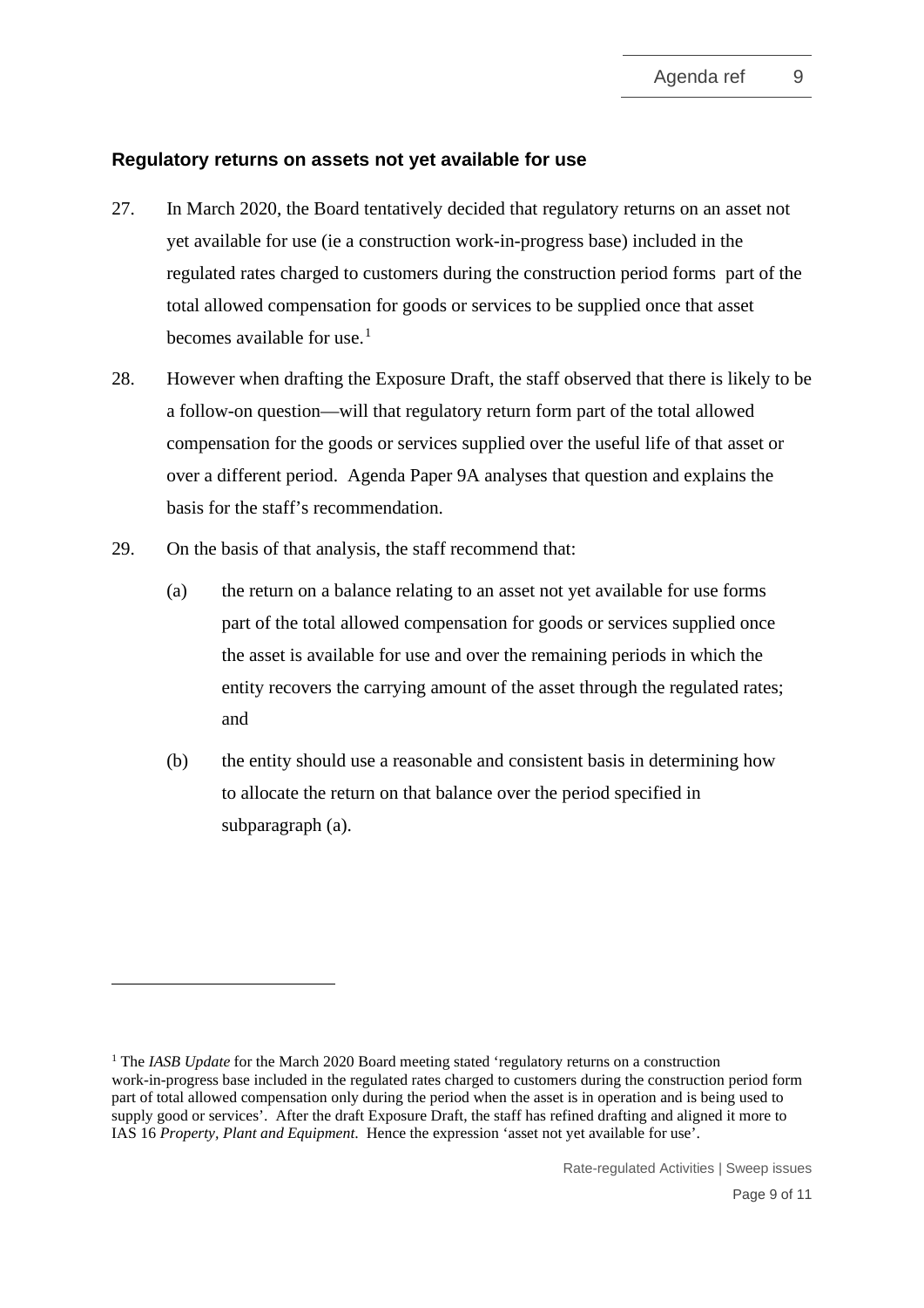## Regulatory returns on assets not yet available for use

27. In March 2020, the Board tentatively decided that regulatory returns on an asset not yet available for use (ie a construction work-in-progress base) included in the regulated rates charged to customers during the construction period forms part of the total allowed compensation for goods or services to be supplied once that asset becomes available for use.[1]

28. However when drafting the Exposure Draft, the staff observed that there is likely to be a follow-on question—will that regulatory return form part of the total allowed compensation for the goods or services supplied over the useful life of that asset or over a different period. Agenda Paper 9A analyses that question and explains the basis for the staff's recommendation.

29. On the basis of that analysis, the staff recommend that:

    (a) the return on a balance relating to an asset not yet available for use forms part of the total allowed compensation for goods or services supplied once the asset is available for use and over the remaining periods in which the entity recovers the carrying amount of the asset through the regulated rates; and

    (b) the entity should use a reasonable and consistent basis in determining how to allocate the return on that balance over the period specified in subparagraph (a).

---

[1] The *IASB Update* for the March 2020 Board meeting stated 'regulatory returns on a construction work-in-progress base included in the regulated rates charged to customers during the construction period form part of total allowed compensation only during the period when the asset is in operation and is being used to supply good or services'. After the draft Exposure Draft, the staff has refined drafting and aligned it more to IAS 16 *Property, Plant and Equipment*. Hence the expression 'asset not yet available for use'.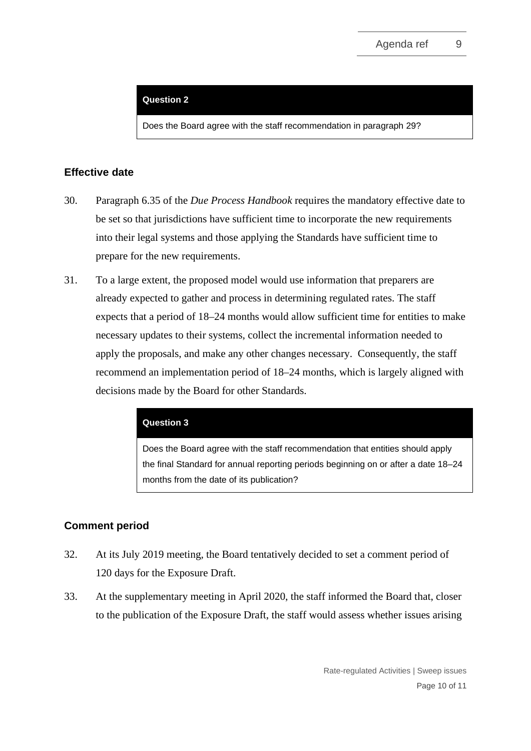| **Question 2** |
| --- |
| Does the Board agree with the staff recommendation in paragraph 29? |

### Effective date

30. Paragraph 6.35 of the *Due Process Handbook* requires the mandatory effective date to be set so that jurisdictions have sufficient time to incorporate the new requirements into their legal systems and those applying the Standards have sufficient time to prepare for the new requirements.

31. To a large extent, the proposed model would use information that preparers are already expected to gather and process in determining regulated rates. The staff expects that a period of 18–24 months would allow sufficient time for entities to make necessary updates to their systems, collect the incremental information needed to apply the proposals, and make any other changes necessary. Consequently, the staff recommend an implementation period of 18–24 months, which is largely aligned with decisions made by the Board for other Standards.

| **Question 3** |
| --- |
| Does the Board agree with the staff recommendation that entities should apply the final Standard for annual reporting periods beginning on or after a date 18–24 months from the date of its publication? |

### Comment period

32. At its July 2019 meeting, the Board tentatively decided to set a comment period of 120 days for the Exposure Draft.

33. At the supplementary meeting in April 2020, the staff informed the Board that, closer to the publication of the Exposure Draft, the staff would assess whether issues arising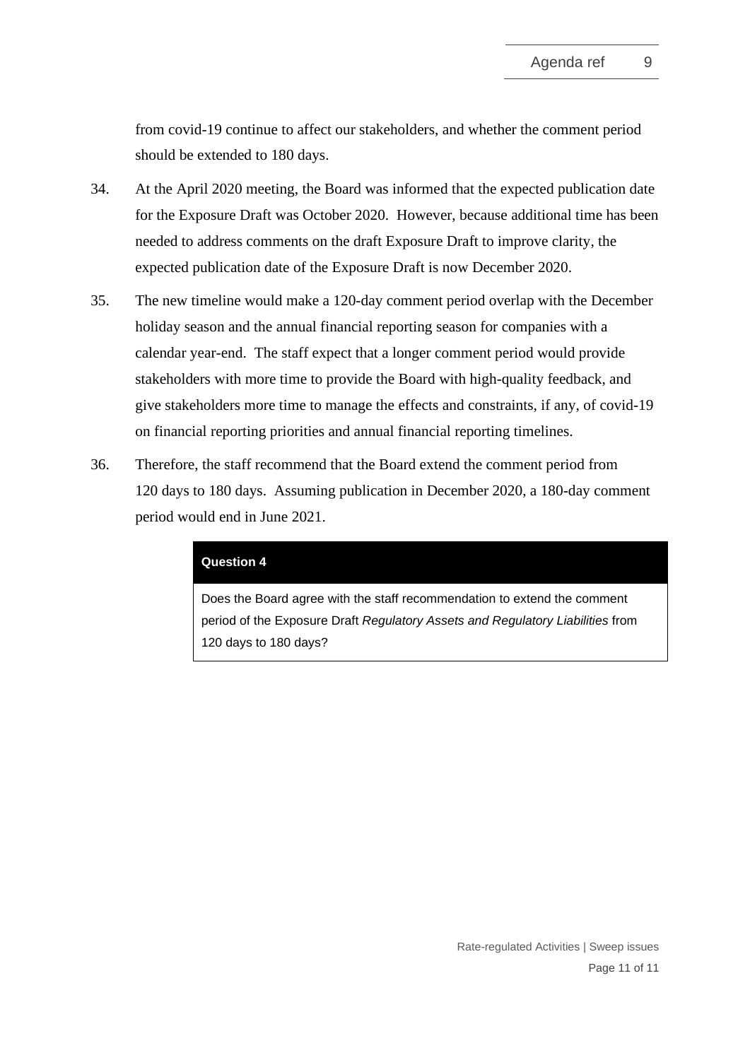from covid-19 continue to affect our stakeholders, and whether the comment period should be extended to 180 days.

34. At the April 2020 meeting, the Board was informed that the expected publication date for the Exposure Draft was October 2020. However, because additional time has been needed to address comments on the draft Exposure Draft to improve clarity, the expected publication date of the Exposure Draft is now December 2020.

35. The new timeline would make a 120-day comment period overlap with the December holiday season and the annual financial reporting season for companies with a calendar year-end. The staff expect that a longer comment period would provide stakeholders with more time to provide the Board with high-quality feedback, and give stakeholders more time to manage the effects and constraints, if any, of covid-19 on financial reporting priorities and annual financial reporting timelines.

36. Therefore, the staff recommend that the Board extend the comment period from 120 days to 180 days. Assuming publication in December 2020, a 180-day comment period would end in June 2021.

**Question 4**

Does the Board agree with the staff recommendation to extend the comment period of the Exposure Draft *Regulatory Assets and Regulatory Liabilities* from 120 days to 180 days?